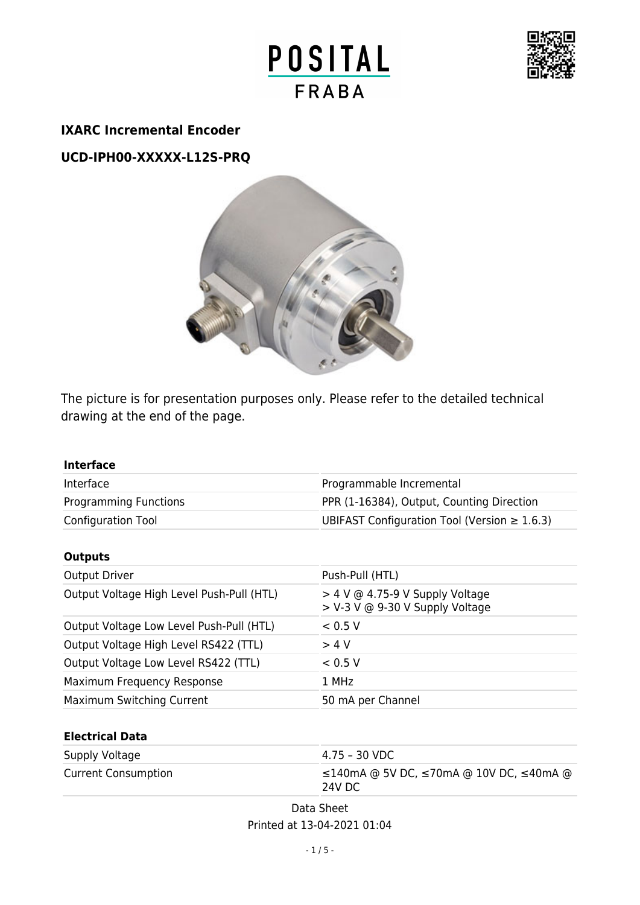# POSITAL FRABA

## IXARC Incremental Encoder

## UCD-IPH00-XXXXX-L12S-PRQ

The picture is for presentation purposes only. Please refer to the detailed technical drawing at the end of the page.

| **Interface** | |
|---|---|
| Interface | Programmable Incremental |
| Programming Functions | PPR (1-16384), Output, Counting Direction |
| Configuration Tool | UBIFAST Configuration Tool (Version ≥ 1.6.3) |

| **Outputs** | |
|---|---|
| Output Driver | Push-Pull (HTL) |
| Output Voltage High Level Push-Pull (HTL) | > 4 V @ 4.75-9 V Supply Voltage<br>> V-3 V @ 9-30 V Supply Voltage |
| Output Voltage Low Level Push-Pull (HTL) | < 0.5 V |
| Output Voltage High Level RS422 (TTL) | > 4 V |
| Output Voltage Low Level RS422 (TTL) | < 0.5 V |
| Maximum Frequency Response | 1 MHz |
| Maximum Switching Current | 50 mA per Channel |

| **Electrical Data** | |
|---|---|
| Supply Voltage | 4.75 – 30 VDC |
| Current Consumption | ≤140mA @ 5V DC, ≤70mA @ 10V DC, ≤40mA @ 24V DC |

Data Sheet
Printed at 13-04-2021 01:04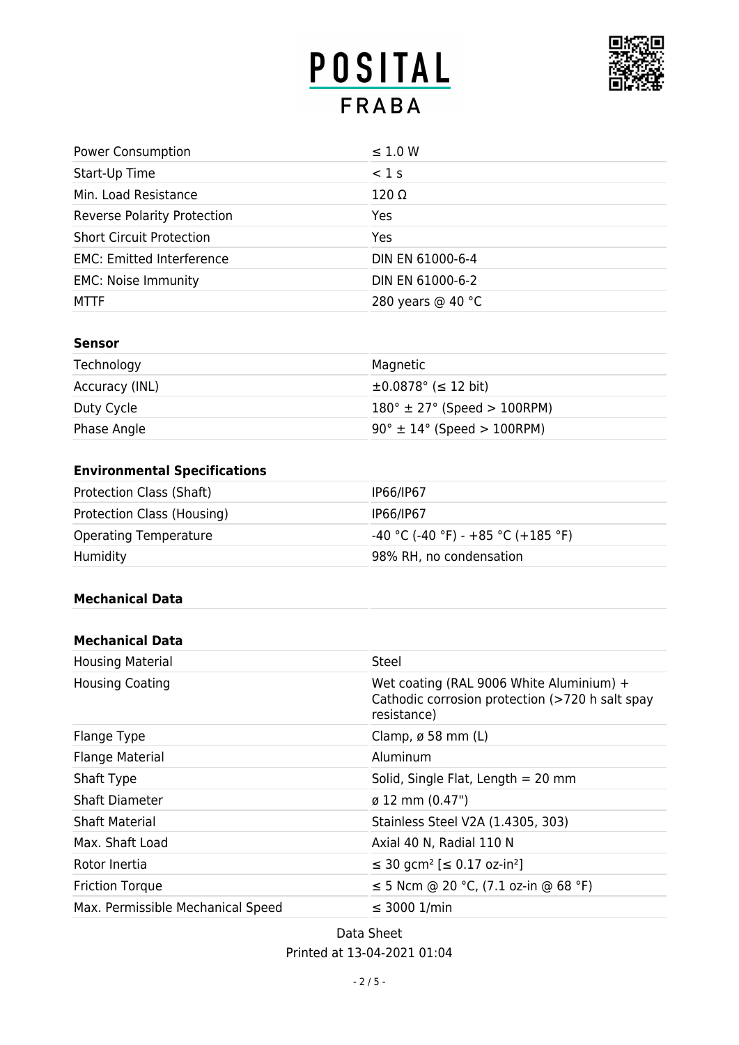| | |
|---|---|
| Power Consumption | ≤ 1.0 W |
| Start-Up Time | < 1 s |
| Min. Load Resistance | 120 Ω |
| Reverse Polarity Protection | Yes |
| Short Circuit Protection | Yes |
| EMC: Emitted Interference | DIN EN 61000-6-4 |
| EMC: Noise Immunity | DIN EN 61000-6-2 |
| MTTF | 280 years @ 40 °C |

**Sensor**

| | |
|---|---|
| Technology | Magnetic |
| Accuracy (INL) | ±0.0878° (≤ 12 bit) |
| Duty Cycle | 180° ± 27° (Speed > 100RPM) |
| Phase Angle | 90° ± 14° (Speed > 100RPM) |

**Environmental Specifications**

| | |
|---|---|
| Protection Class (Shaft) | IP66/IP67 |
| Protection Class (Housing) | IP66/IP67 |
| Operating Temperature | -40 °C (-40 °F) - +85 °C (+185 °F) |
| Humidity | 98% RH, no condensation |

**Mechanical Data**

**Mechanical Data**

| | |
|---|---|
| Housing Material | Steel |
| Housing Coating | Wet coating (RAL 9006 White Aluminium) + Cathodic corrosion protection (>720 h salt spay resistance) |
| Flange Type | Clamp, ø 58 mm (L) |
| Flange Material | Aluminum |
| Shaft Type | Solid, Single Flat, Length = 20 mm |
| Shaft Diameter | ø 12 mm (0.47") |
| Shaft Material | Stainless Steel V2A (1.4305, 303) |
| Max. Shaft Load | Axial 40 N, Radial 110 N |
| Rotor Inertia | ≤ 30 gcm² [≤ 0.17 oz-in²] |
| Friction Torque | ≤ 5 Ncm @ 20 °C, (7.1 oz-in @ 68 °F) |
| Max. Permissible Mechanical Speed | ≤ 3000 1/min |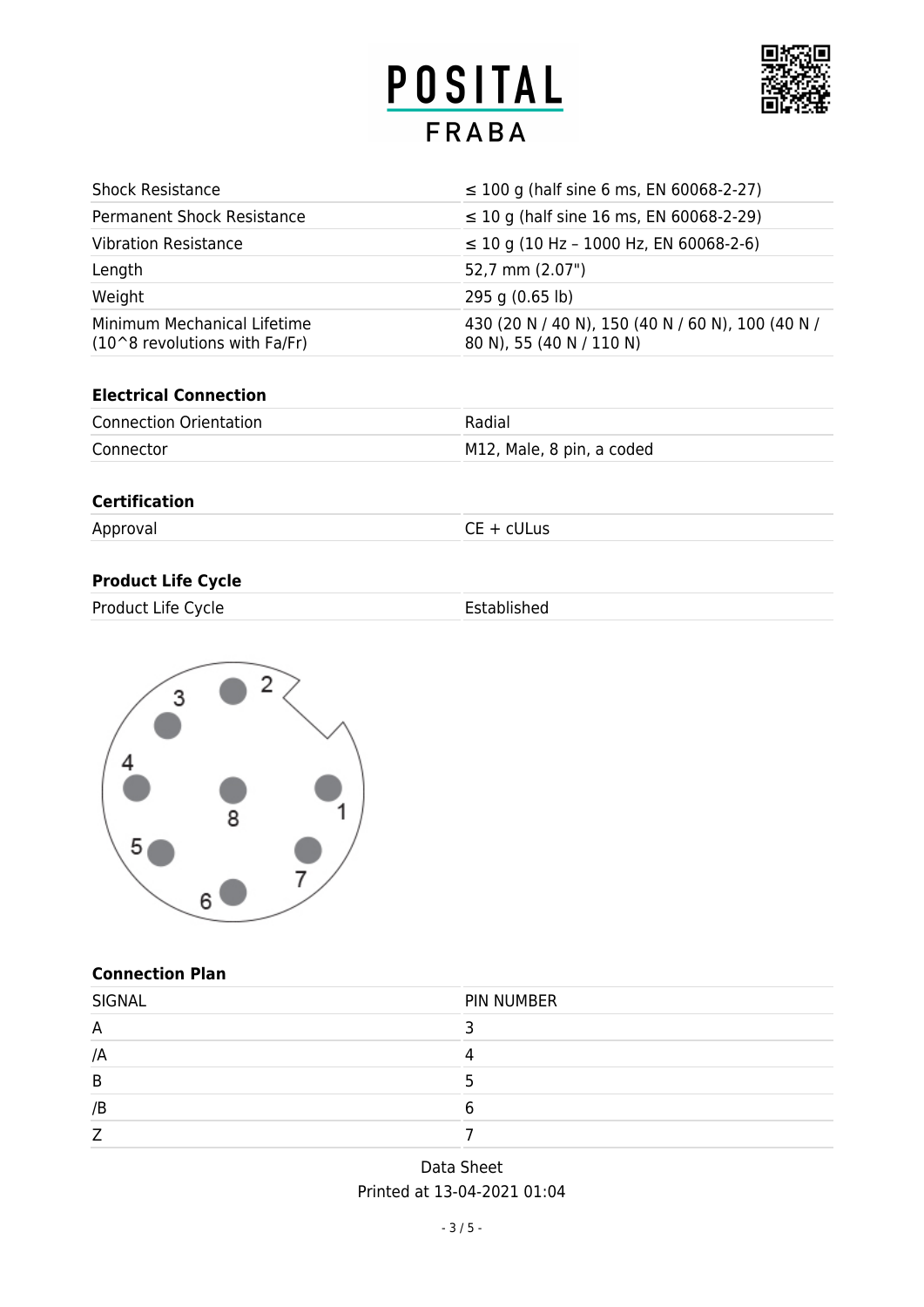| | |
|---|---|
| Shock Resistance | ≤ 100 g (half sine 6 ms, EN 60068-2-27) |
| Permanent Shock Resistance | ≤ 10 g (half sine 16 ms, EN 60068-2-29) |
| Vibration Resistance | ≤ 10 g (10 Hz – 1000 Hz, EN 60068-2-6) |
| Length | 52,7 mm (2.07") |
| Weight | 295 g (0.65 lb) |
| Minimum Mechanical Lifetime (10^8 revolutions with Fa/Fr) | 430 (20 N / 40 N), 150 (40 N / 60 N), 100 (40 N / 80 N), 55 (40 N / 110 N) |

**Electrical Connection**

| | |
|---|---|
| Connection Orientation | Radial |
| Connector | M12, Male, 8 pin, a coded |

**Certification**

| | |
|---|---|
| Approval | CE + cULus |

**Product Life Cycle**

| | |
|---|---|
| Product Life Cycle | Established |

**Connection Plan**

| SIGNAL | PIN NUMBER |
|---|---|
| A | 3 |
| /A | 4 |
| B | 5 |
| /B | 6 |
| Z | 7 |

Data Sheet
Printed at 13-04-2021 01:04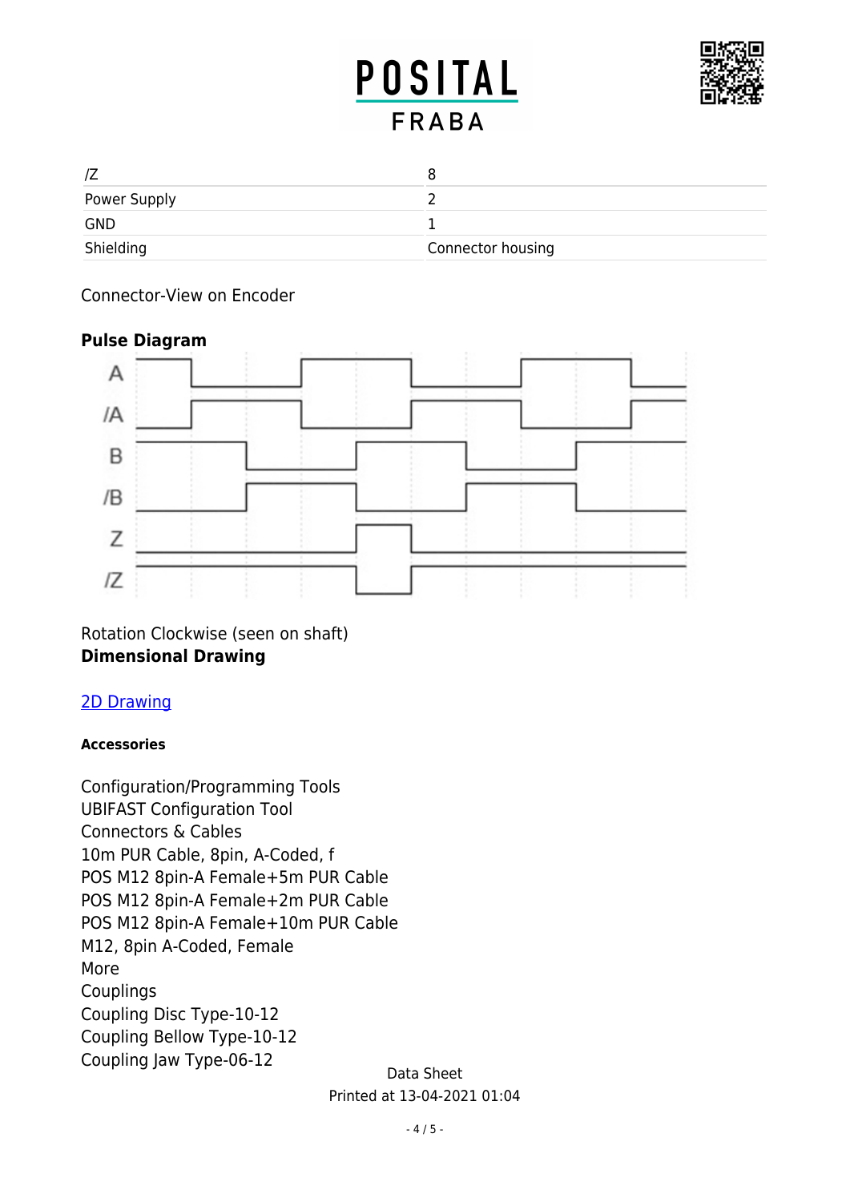| /Z | 8 |
|---|---|
| Power Supply | 2 |
| GND | 1 |
| Shielding | Connector housing |

Connector-View on Encoder

**Pulse Diagram**

Rotation Clockwise (seen on shaft)

**Dimensional Drawing**

[2D Drawing]

**Accessories**

Configuration/Programming Tools
UBIFAST Configuration Tool
Connectors & Cables
10m PUR Cable, 8pin, A-Coded, f
POS M12 8pin-A Female+5m PUR Cable
POS M12 8pin-A Female+2m PUR Cable
POS M12 8pin-A Female+10m PUR Cable
M12, 8pin A-Coded, Female
More
Couplings
Coupling Disc Type-10-12
Coupling Bellow Type-10-12
Coupling Jaw Type-06-12

Data Sheet
Printed at 13-04-2021 01:04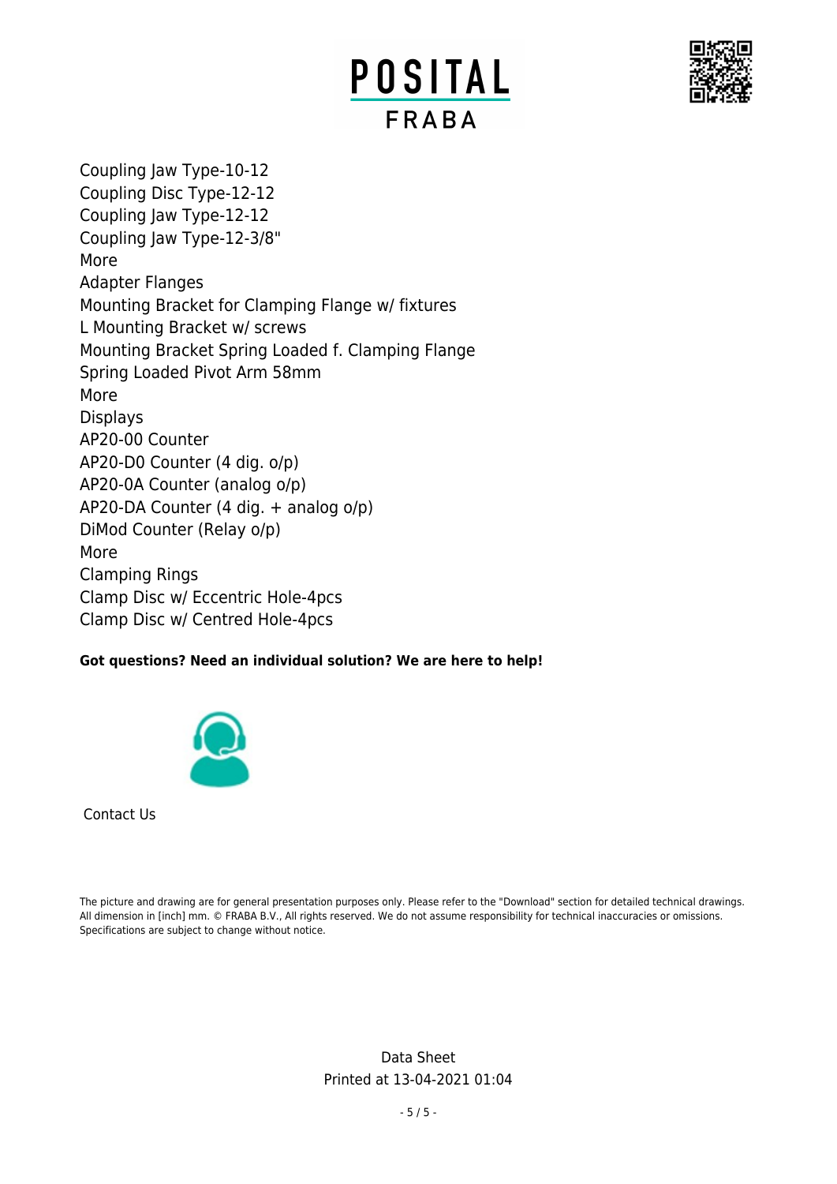Coupling Jaw Type-10-12
Coupling Disc Type-12-12
Coupling Jaw Type-12-12
Coupling Jaw Type-12-3/8"
More
Adapter Flanges
Mounting Bracket for Clamping Flange w/ fixtures
L Mounting Bracket w/ screws
Mounting Bracket Spring Loaded f. Clamping Flange
Spring Loaded Pivot Arm 58mm
More
Displays
AP20-00 Counter
AP20-D0 Counter (4 dig. o/p)
AP20-0A Counter (analog o/p)
AP20-DA Counter (4 dig. + analog o/p)
DiMod Counter (Relay o/p)
More
Clamping Rings
Clamp Disc w/ Eccentric Hole-4pcs
Clamp Disc w/ Centred Hole-4pcs

**Got questions? Need an individual solution? We are here to help!**

Contact Us

The picture and drawing are for general presentation purposes only. Please refer to the "Download" section for detailed technical drawings. All dimension in [inch] mm. © FRABA B.V., All rights reserved. We do not assume responsibility for technical inaccuracies or omissions. Specifications are subject to change without notice.

Data Sheet
Printed at 13-04-2021 01:04